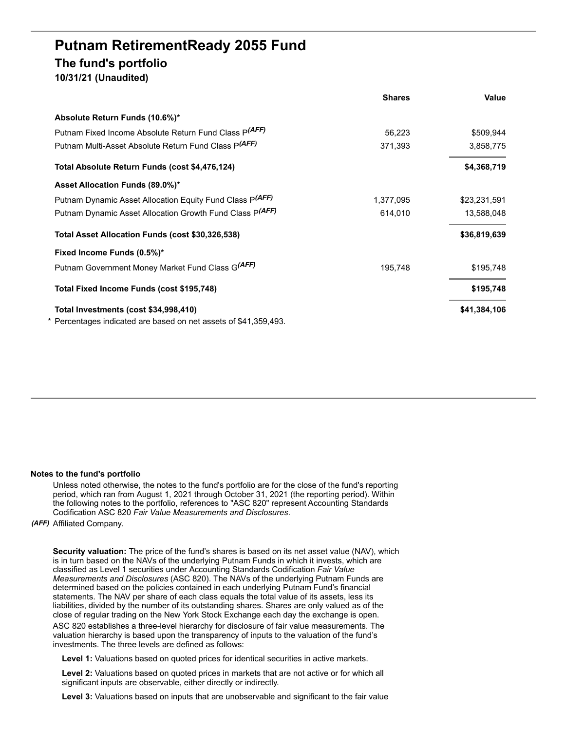# Putnam RetirementReady 2055 Fund

## The fund's portfolio

**10/31/21 (Unaudited)**

| | Shares | Value |
|---|---|---|
| **Absolute Return Funds (10.6%)*** | | |
| Putnam Fixed Income Absolute Return Fund Class P *(AFF)* | 56,223 | $509,944 |
| Putnam Multi-Asset Absolute Return Fund Class P *(AFF)* | 371,393 | 3,858,775 |
| **Total Absolute Return Funds (cost $4,476,124)** | | **$4,368,719** |
| **Asset Allocation Funds (89.0%)*** | | |
| Putnam Dynamic Asset Allocation Equity Fund Class P *(AFF)* | 1,377,095 | $23,231,591 |
| Putnam Dynamic Asset Allocation Growth Fund Class P *(AFF)* | 614,010 | 13,588,048 |
| **Total Asset Allocation Funds (cost $30,326,538)** | | **$36,819,639** |
| **Fixed Income Funds (0.5%)*** | | |
| Putnam Government Money Market Fund Class G *(AFF)* | 195,748 | $195,748 |
| **Total Fixed Income Funds (cost $195,748)** | | **$195,748** |
| **Total Investments (cost $34,998,410)** | | **$41,384,106** |

\* Percentages indicated are based on net assets of $41,359,493.

**Notes to the fund's portfolio**

Unless noted otherwise, the notes to the fund's portfolio are for the close of the fund's reporting period, which ran from August 1, 2021 through October 31, 2021 (the reporting period). Within the following notes to the portfolio, references to "ASC 820" represent Accounting Standards Codification ASC 820 *Fair Value Measurements and Disclosures*.

*(AFF)* Affiliated Company.

**Security valuation:** The price of the fund's shares is based on its net asset value (NAV), which is in turn based on the NAVs of the underlying Putnam Funds in which it invests, which are classified as Level 1 securities under Accounting Standards Codification *Fair Value Measurements and Disclosures* (ASC 820). The NAVs of the underlying Putnam Funds are determined based on the policies contained in each underlying Putnam Fund's financial statements. The NAV per share of each class equals the total value of its assets, less its liabilities, divided by the number of its outstanding shares. Shares are only valued as of the close of regular trading on the New York Stock Exchange each day the exchange is open.

ASC 820 establishes a three-level hierarchy for disclosure of fair value measurements. The valuation hierarchy is based upon the transparency of inputs to the valuation of the fund's investments. The three levels are defined as follows:

**Level 1:** Valuations based on quoted prices for identical securities in active markets.

**Level 2:** Valuations based on quoted prices in markets that are not active or for which all significant inputs are observable, either directly or indirectly.

**Level 3:** Valuations based on inputs that are unobservable and significant to the fair value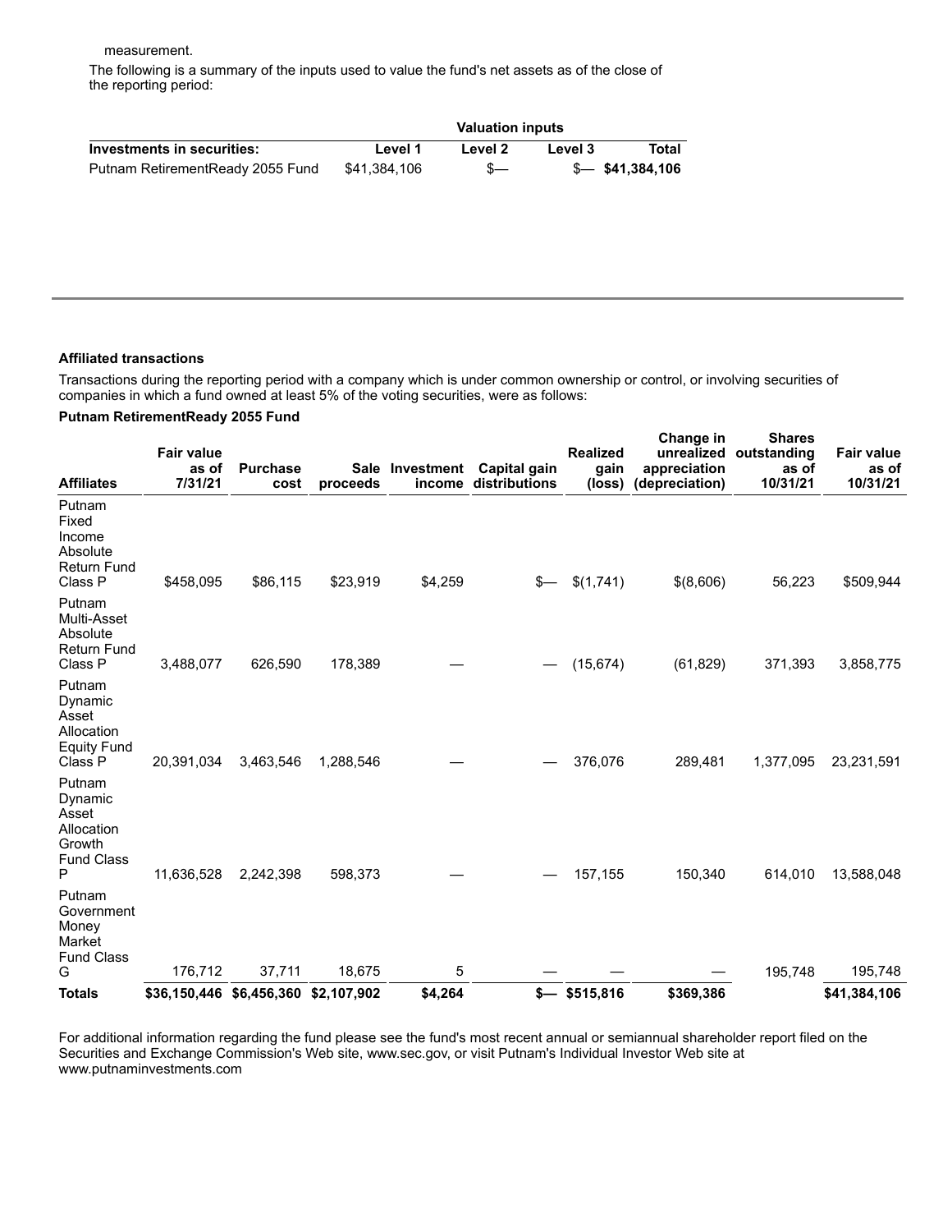measurement.

The following is a summary of the inputs used to value the fund's net assets as of the close of the reporting period:

| | Valuation inputs | | | |
|---|---|---|---|---|
| **Investments in securities:** | **Level 1** | **Level 2** | **Level 3** | **Total** |
| Putnam RetirementReady 2055 Fund | $41,384,106 | $— | $— | **$41,384,106** |

**Affiliated transactions**

Transactions during the reporting period with a company which is under common ownership or control, or involving securities of companies in which a fund owned at least 5% of the voting securities, were as follows:

**Putnam RetirementReady 2055 Fund**

| Affiliates | Fair value as of 7/31/21 | Purchase cost | Sale proceeds | Investment income | Capital gain distributions | Realized gain (loss) | Change in unrealized appreciation (depreciation) | Shares outstanding as of 10/31/21 | Fair value as of 10/31/21 |
|---|---|---|---|---|---|---|---|---|---|
| Putnam Fixed Income Absolute Return Fund Class P | $458,095 | $86,115 | $23,919 | $4,259 | $— | $(1,741) | $(8,606) | 56,223 | $509,944 |
| Putnam Multi-Asset Absolute Return Fund Class P | 3,488,077 | 626,590 | 178,389 | — | — | (15,674) | (61,829) | 371,393 | 3,858,775 |
| Putnam Dynamic Asset Allocation Equity Fund Class P | 20,391,034 | 3,463,546 | 1,288,546 | — | — | 376,076 | 289,481 | 1,377,095 | 23,231,591 |
| Putnam Dynamic Asset Allocation Growth Fund Class P | 11,636,528 | 2,242,398 | 598,373 | — | — | 157,155 | 150,340 | 614,010 | 13,588,048 |
| Putnam Government Money Market Fund Class G | 176,712 | 37,711 | 18,675 | 5 | — | — | — | 195,748 | 195,748 |
| **Totals** | **$36,150,446** | **$6,456,360** | **$2,107,902** | **$4,264** | **$—** | **$515,816** | **$369,386** | | **$41,384,106** |

For additional information regarding the fund please see the fund's most recent annual or semiannual shareholder report filed on the Securities and Exchange Commission's Web site, www.sec.gov, or visit Putnam's Individual Investor Web site at www.putnaminvestments.com